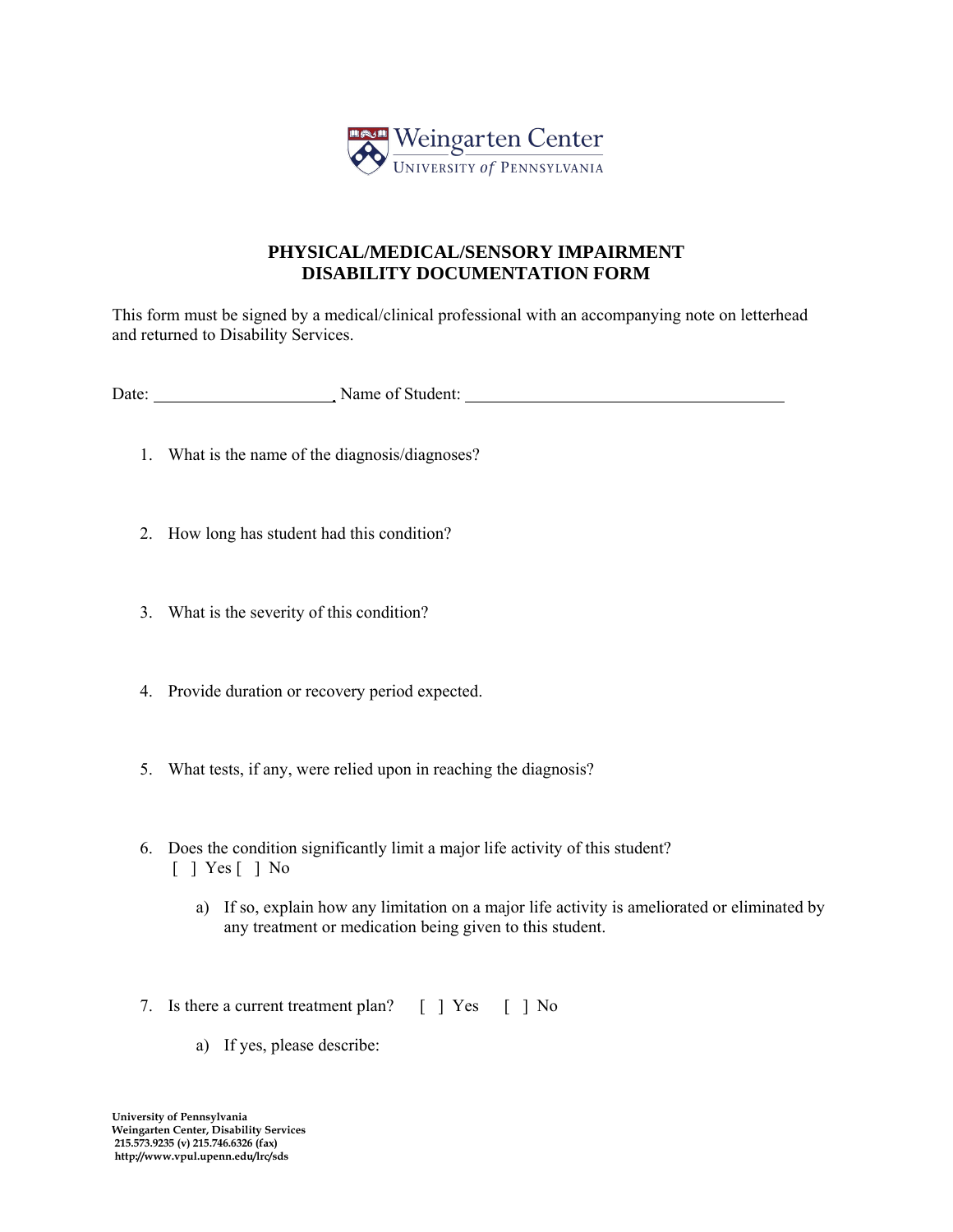Weingarten Center
UNIVERSITY *of* PENNSYLVANIA

# PHYSICAL/MEDICAL/SENSORY IMPAIRMENT DISABILITY DOCUMENTATION FORM

This form must be signed by a medical/clinical professional with an accompanying note on letterhead and returned to Disability Services.

Date: ____________________. Name of Student: ____________________________________

1. What is the name of the diagnosis/diagnoses?

2. How long has student had this condition?

3. What is the severity of this condition?

4. Provide duration or recovery period expected.

5. What tests, if any, were relied upon in reaching the diagnosis?

6. Does the condition significantly limit a major life activity of this student?
   [ ] Yes [ ] No

   a) If so, explain how any limitation on a major life activity is ameliorated or eliminated by any treatment or medication being given to this student.

7. Is there a current treatment plan? [ ] Yes [ ] No

   a) If yes, please describe:

**University of Pennsylvania**
**Weingarten Center, Disability Services**
**215.573.9235 (v) 215.746.6326 (fax)**
**http://www.vpul.upenn.edu/lrc/sds**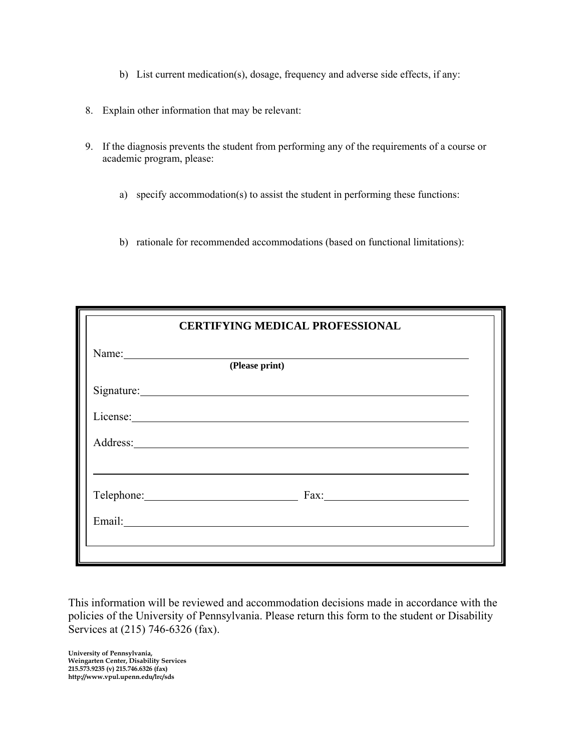b) List current medication(s), dosage, frequency and adverse side effects, if any:

8. Explain other information that may be relevant:

9. If the diagnosis prevents the student from performing any of the requirements of a course or academic program, please:

   a) specify accommodation(s) to assist the student in performing these functions:

   b) rationale for recommended accommodations (based on functional limitations):

### CERTIFYING MEDICAL PROFESSIONAL

Name: ____________________________________________
**(Please print)**

Signature: ____________________________________________

License: ____________________________________________

Address: ____________________________________________

____________________________________________

Telephone: ______________________ Fax: ______________________

Email: ____________________________________________

This information will be reviewed and accommodation decisions made in accordance with the policies of the University of Pennsylvania. Please return this form to the student or Disability Services at (215) 746-6326 (fax).

**University of Pennsylvania,**
**Weingarten Center, Disability Services**
**215.573.9235 (v) 215.746.6326 (fax)**
**http://www.vpul.upenn.edu/lrc/sds**